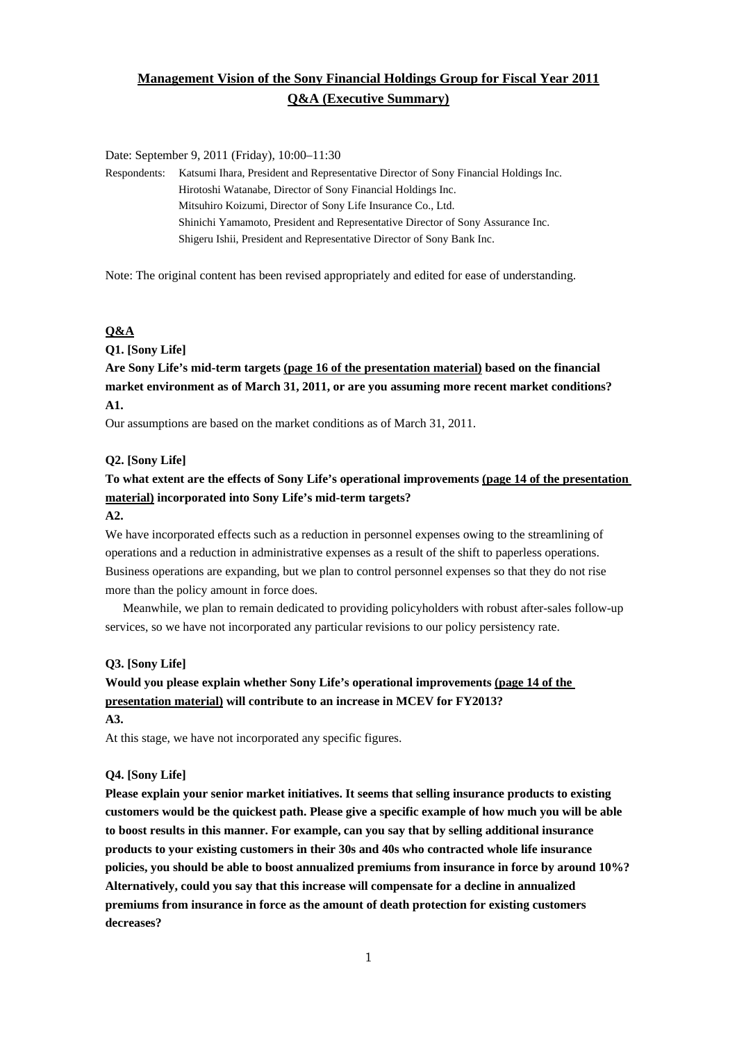# Management Vision of the Sony Financial Holdings Group for Fiscal Year 2011
## Q&A (Executive Summary)

Date: September 9, 2011 (Friday), 10:00–11:30

Respondents: Katsumi Ihara, President and Representative Director of Sony Financial Holdings Inc.
Hirotoshi Watanabe, Director of Sony Financial Holdings Inc.
Mitsuhiro Koizumi, Director of Sony Life Insurance Co., Ltd.
Shinichi Yamamoto, President and Representative Director of Sony Assurance Inc.
Shigeru Ishii, President and Representative Director of Sony Bank Inc.

Note: The original content has been revised appropriately and edited for ease of understanding.

## Q&A

**Q1. [Sony Life]**

**Are Sony Life's mid-term targets (page 16 of the presentation material) based on the financial market environment as of March 31, 2011, or are you assuming more recent market conditions?**

**A1.**

Our assumptions are based on the market conditions as of March 31, 2011.

**Q2. [Sony Life]**

**To what extent are the effects of Sony Life's operational improvements (page 14 of the presentation material) incorporated into Sony Life's mid-term targets?**

**A2.**

We have incorporated effects such as a reduction in personnel expenses owing to the streamlining of operations and a reduction in administrative expenses as a result of the shift to paperless operations. Business operations are expanding, but we plan to control personnel expenses so that they do not rise more than the policy amount in force does.

Meanwhile, we plan to remain dedicated to providing policyholders with robust after-sales follow-up services, so we have not incorporated any particular revisions to our policy persistency rate.

**Q3. [Sony Life]**

**Would you please explain whether Sony Life's operational improvements (page 14 of the presentation material) will contribute to an increase in MCEV for FY2013?**

**A3.**

At this stage, we have not incorporated any specific figures.

**Q4. [Sony Life]**

**Please explain your senior market initiatives. It seems that selling insurance products to existing customers would be the quickest path. Please give a specific example of how much you will be able to boost results in this manner. For example, can you say that by selling additional insurance products to your existing customers in their 30s and 40s who contracted whole life insurance policies, you should be able to boost annualized premiums from insurance in force by around 10%? Alternatively, could you say that this increase will compensate for a decline in annualized premiums from insurance in force as the amount of death protection for existing customers decreases?**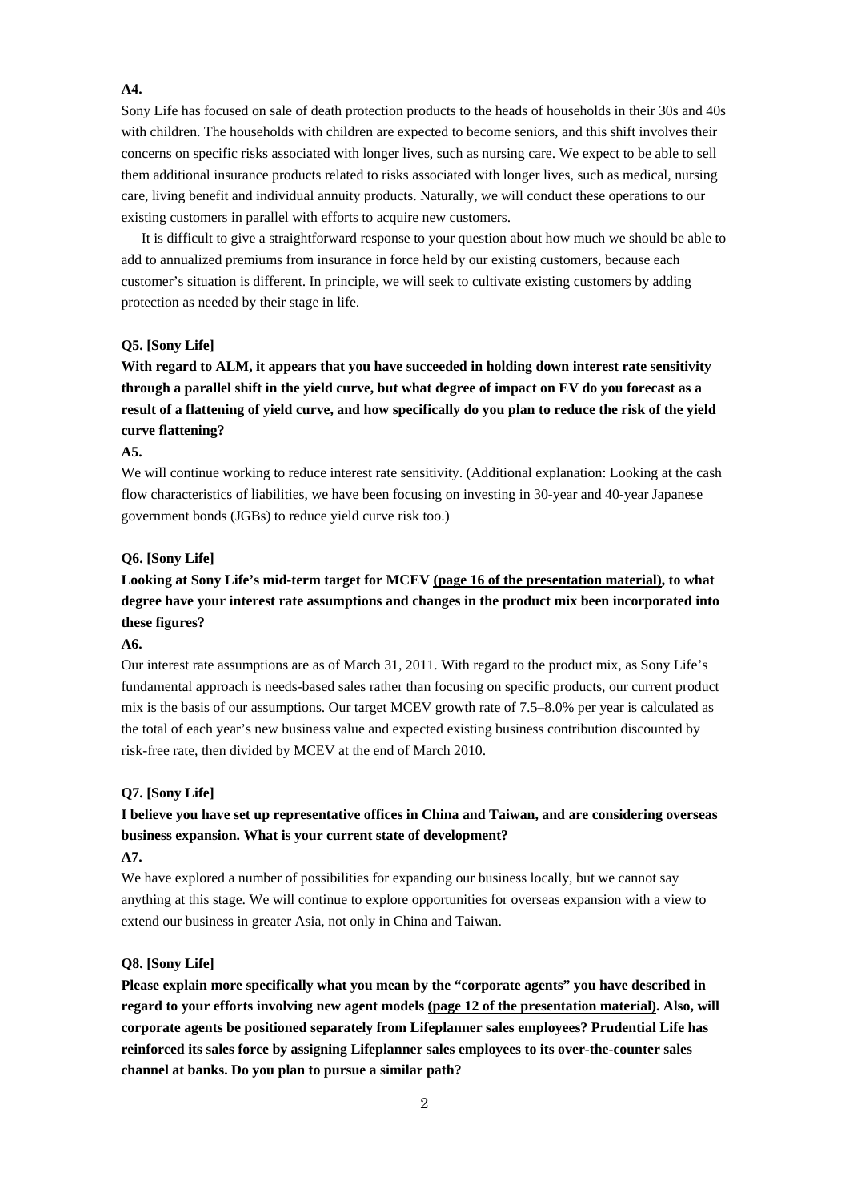**A4.**

Sony Life has focused on sale of death protection products to the heads of households in their 30s and 40s with children. The households with children are expected to become seniors, and this shift involves their concerns on specific risks associated with longer lives, such as nursing care. We expect to be able to sell them additional insurance products related to risks associated with longer lives, such as medical, nursing care, living benefit and individual annuity products. Naturally, we will conduct these operations to our existing customers in parallel with efforts to acquire new customers.

It is difficult to give a straightforward response to your question about how much we should be able to add to annualized premiums from insurance in force held by our existing customers, because each customer's situation is different. In principle, we will seek to cultivate existing customers by adding protection as needed by their stage in life.

**Q5. [Sony Life]**

**With regard to ALM, it appears that you have succeeded in holding down interest rate sensitivity through a parallel shift in the yield curve, but what degree of impact on EV do you forecast as a result of a flattening of yield curve, and how specifically do you plan to reduce the risk of the yield curve flattening?**

**A5.**

We will continue working to reduce interest rate sensitivity. (Additional explanation: Looking at the cash flow characteristics of liabilities, we have been focusing on investing in 30-year and 40-year Japanese government bonds (JGBs) to reduce yield curve risk too.)

**Q6. [Sony Life]**

**Looking at Sony Life's mid-term target for MCEV <u>(page 16 of the presentation material)</u>, to what degree have your interest rate assumptions and changes in the product mix been incorporated into these figures?**

**A6.**

Our interest rate assumptions are as of March 31, 2011. With regard to the product mix, as Sony Life's fundamental approach is needs-based sales rather than focusing on specific products, our current product mix is the basis of our assumptions. Our target MCEV growth rate of 7.5–8.0% per year is calculated as the total of each year's new business value and expected existing business contribution discounted by risk-free rate, then divided by MCEV at the end of March 2010.

**Q7. [Sony Life]**

**I believe you have set up representative offices in China and Taiwan, and are considering overseas business expansion. What is your current state of development?**

**A7.**

We have explored a number of possibilities for expanding our business locally, but we cannot say anything at this stage. We will continue to explore opportunities for overseas expansion with a view to extend our business in greater Asia, not only in China and Taiwan.

**Q8. [Sony Life]**

**Please explain more specifically what you mean by the "corporate agents" you have described in regard to your efforts involving new agent models <u>(page 12 of the presentation material)</u>. Also, will corporate agents be positioned separately from Lifeplanner sales employees? Prudential Life has reinforced its sales force by assigning Lifeplanner sales employees to its over-the-counter sales channel at banks. Do you plan to pursue a similar path?**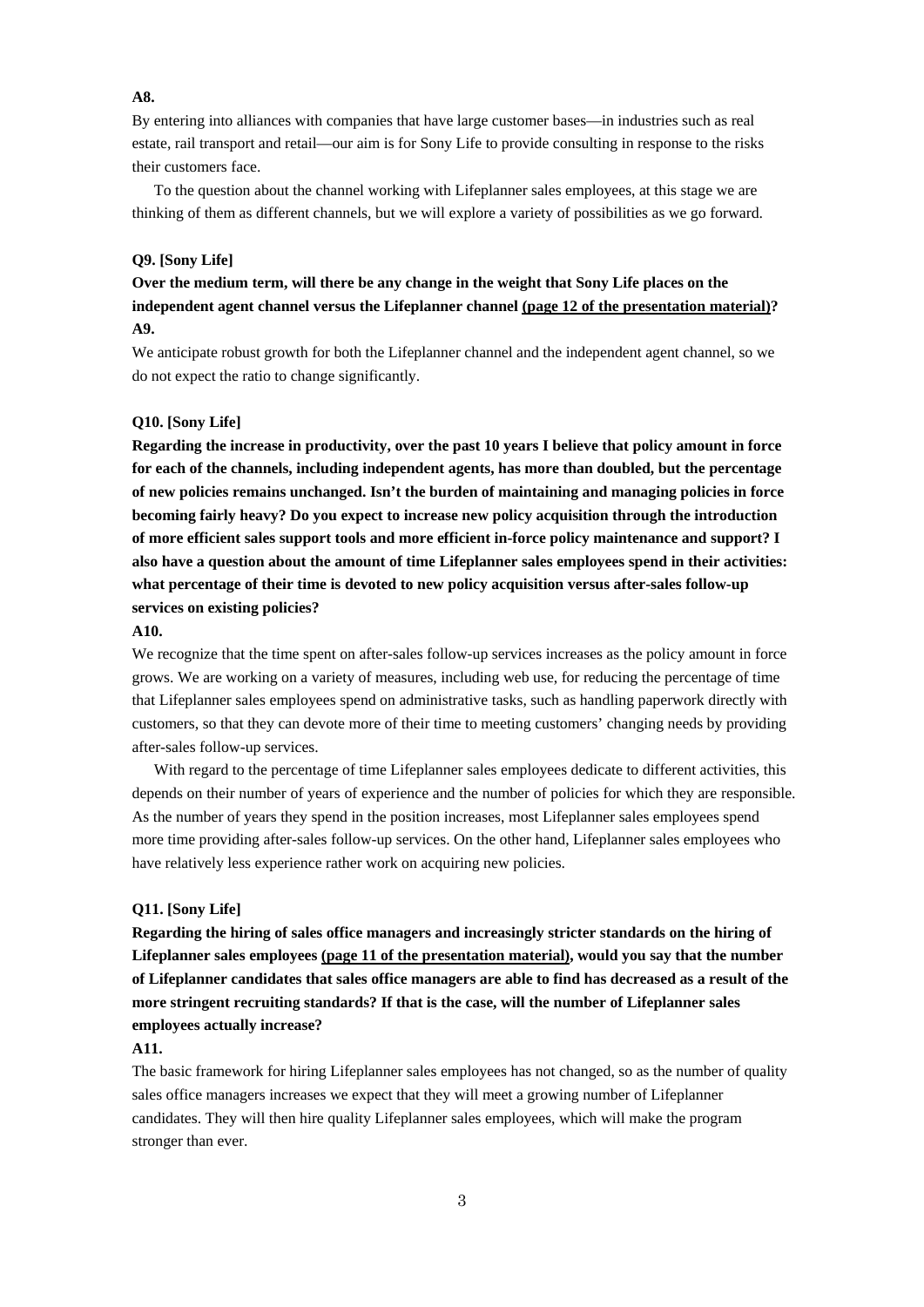**A8.**

By entering into alliances with companies that have large customer bases—in industries such as real estate, rail transport and retail—our aim is for Sony Life to provide consulting in response to the risks their customers face.

To the question about the channel working with Lifeplanner sales employees, at this stage we are thinking of them as different channels, but we will explore a variety of possibilities as we go forward.

**Q9. [Sony Life]**

**Over the medium term, will there be any change in the weight that Sony Life places on the independent agent channel versus the Lifeplanner channel (page 12 of the presentation material)?**

**A9.**

We anticipate robust growth for both the Lifeplanner channel and the independent agent channel, so we do not expect the ratio to change significantly.

**Q10. [Sony Life]**

**Regarding the increase in productivity, over the past 10 years I believe that policy amount in force for each of the channels, including independent agents, has more than doubled, but the percentage of new policies remains unchanged. Isn't the burden of maintaining and managing policies in force becoming fairly heavy? Do you expect to increase new policy acquisition through the introduction of more efficient sales support tools and more efficient in-force policy maintenance and support? I also have a question about the amount of time Lifeplanner sales employees spend in their activities: what percentage of their time is devoted to new policy acquisition versus after-sales follow-up services on existing policies?**

**A10.**

We recognize that the time spent on after-sales follow-up services increases as the policy amount in force grows. We are working on a variety of measures, including web use, for reducing the percentage of time that Lifeplanner sales employees spend on administrative tasks, such as handling paperwork directly with customers, so that they can devote more of their time to meeting customers' changing needs by providing after-sales follow-up services.

With regard to the percentage of time Lifeplanner sales employees dedicate to different activities, this depends on their number of years of experience and the number of policies for which they are responsible. As the number of years they spend in the position increases, most Lifeplanner sales employees spend more time providing after-sales follow-up services. On the other hand, Lifeplanner sales employees who have relatively less experience rather work on acquiring new policies.

**Q11. [Sony Life]**

**Regarding the hiring of sales office managers and increasingly stricter standards on the hiring of Lifeplanner sales employees (page 11 of the presentation material), would you say that the number of Lifeplanner candidates that sales office managers are able to find has decreased as a result of the more stringent recruiting standards? If that is the case, will the number of Lifeplanner sales employees actually increase?**

**A11.**

The basic framework for hiring Lifeplanner sales employees has not changed, so as the number of quality sales office managers increases we expect that they will meet a growing number of Lifeplanner candidates. They will then hire quality Lifeplanner sales employees, which will make the program stronger than ever.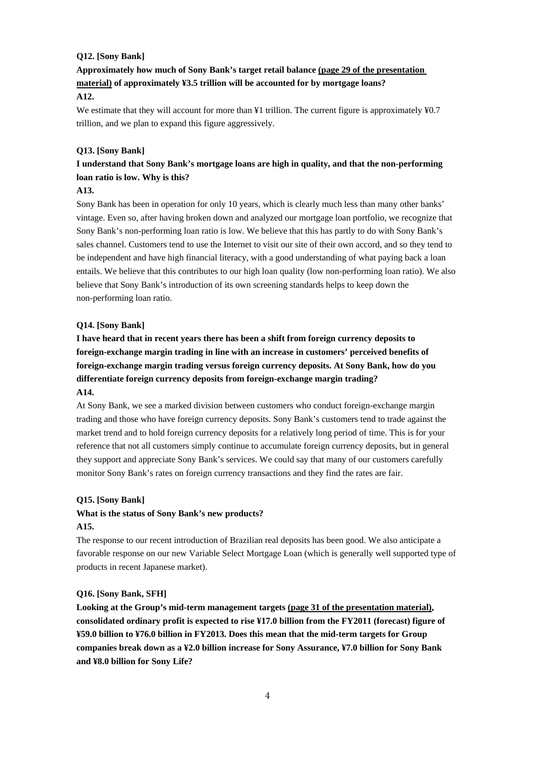**Q12. [Sony Bank]**

**Approximately how much of Sony Bank's target retail balance (page 29 of the presentation material) of approximately ¥3.5 trillion will be accounted for by mortgage loans?**

**A12.**

We estimate that they will account for more than ¥1 trillion. The current figure is approximately ¥0.7 trillion, and we plan to expand this figure aggressively.

**Q13. [Sony Bank]**

**I understand that Sony Bank's mortgage loans are high in quality, and that the non-performing loan ratio is low. Why is this?**

**A13.**

Sony Bank has been in operation for only 10 years, which is clearly much less than many other banks' vintage. Even so, after having broken down and analyzed our mortgage loan portfolio, we recognize that Sony Bank's non-performing loan ratio is low. We believe that this has partly to do with Sony Bank's sales channel. Customers tend to use the Internet to visit our site of their own accord, and so they tend to be independent and have high financial literacy, with a good understanding of what paying back a loan entails. We believe that this contributes to our high loan quality (low non-performing loan ratio). We also believe that Sony Bank's introduction of its own screening standards helps to keep down the non-performing loan ratio.

**Q14. [Sony Bank]**

**I have heard that in recent years there has been a shift from foreign currency deposits to foreign-exchange margin trading in line with an increase in customers' perceived benefits of foreign-exchange margin trading versus foreign currency deposits. At Sony Bank, how do you differentiate foreign currency deposits from foreign-exchange margin trading?**

**A14.**

At Sony Bank, we see a marked division between customers who conduct foreign-exchange margin trading and those who have foreign currency deposits. Sony Bank's customers tend to trade against the market trend and to hold foreign currency deposits for a relatively long period of time. This is for your reference that not all customers simply continue to accumulate foreign currency deposits, but in general they support and appreciate Sony Bank's services. We could say that many of our customers carefully monitor Sony Bank's rates on foreign currency transactions and they find the rates are fair.

**Q15. [Sony Bank]**

**What is the status of Sony Bank's new products?**

**A15.**

The response to our recent introduction of Brazilian real deposits has been good. We also anticipate a favorable response on our new Variable Select Mortgage Loan (which is generally well supported type of products in recent Japanese market).

**Q16. [Sony Bank, SFH]**

**Looking at the Group's mid-term management targets (page 31 of the presentation material), consolidated ordinary profit is expected to rise ¥17.0 billion from the FY2011 (forecast) figure of ¥59.0 billion to ¥76.0 billion in FY2013. Does this mean that the mid-term targets for Group companies break down as a ¥2.0 billion increase for Sony Assurance, ¥7.0 billion for Sony Bank and ¥8.0 billion for Sony Life?**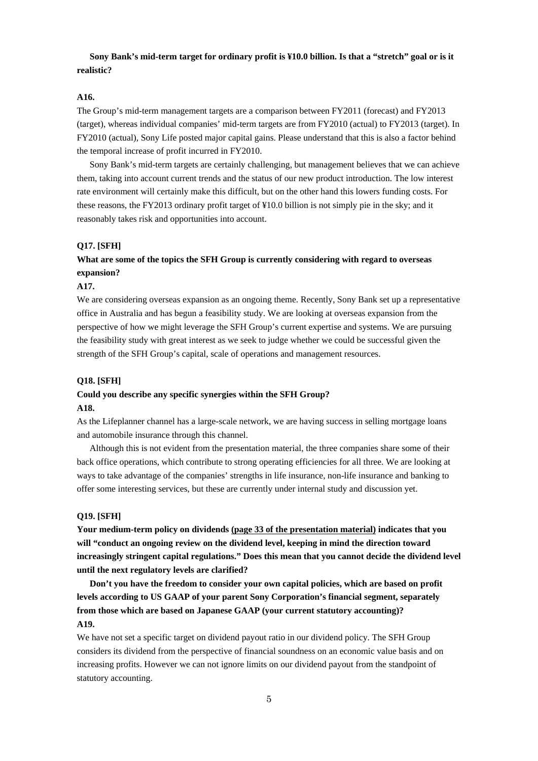**Sony Bank's mid-term target for ordinary profit is ¥10.0 billion. Is that a "stretch" goal or is it realistic?**

**A16.**

The Group's mid-term management targets are a comparison between FY2011 (forecast) and FY2013 (target), whereas individual companies' mid-term targets are from FY2010 (actual) to FY2013 (target). In FY2010 (actual), Sony Life posted major capital gains. Please understand that this is also a factor behind the temporal increase of profit incurred in FY2010.

Sony Bank's mid-term targets are certainly challenging, but management believes that we can achieve them, taking into account current trends and the status of our new product introduction. The low interest rate environment will certainly make this difficult, but on the other hand this lowers funding costs. For these reasons, the FY2013 ordinary profit target of ¥10.0 billion is not simply pie in the sky; and it reasonably takes risk and opportunities into account.

**Q17. [SFH]**

**What are some of the topics the SFH Group is currently considering with regard to overseas expansion?**

**A17.**

We are considering overseas expansion as an ongoing theme. Recently, Sony Bank set up a representative office in Australia and has begun a feasibility study. We are looking at overseas expansion from the perspective of how we might leverage the SFH Group's current expertise and systems. We are pursuing the feasibility study with great interest as we seek to judge whether we could be successful given the strength of the SFH Group's capital, scale of operations and management resources.

**Q18. [SFH]**

**Could you describe any specific synergies within the SFH Group?**

**A18.**

As the Lifeplanner channel has a large-scale network, we are having success in selling mortgage loans and automobile insurance through this channel.

Although this is not evident from the presentation material, the three companies share some of their back office operations, which contribute to strong operating efficiencies for all three. We are looking at ways to take advantage of the companies' strengths in life insurance, non-life insurance and banking to offer some interesting services, but these are currently under internal study and discussion yet.

**Q19. [SFH]**

**Your medium-term policy on dividends (page 33 of the presentation material) indicates that you will "conduct an ongoing review on the dividend level, keeping in mind the direction toward increasingly stringent capital regulations." Does this mean that you cannot decide the dividend level until the next regulatory levels are clarified?**

**Don't you have the freedom to consider your own capital policies, which are based on profit levels according to US GAAP of your parent Sony Corporation's financial segment, separately from those which are based on Japanese GAAP (your current statutory accounting)?**

**A19.**

We have not set a specific target on dividend payout ratio in our dividend policy. The SFH Group considers its dividend from the perspective of financial soundness on an economic value basis and on increasing profits. However we can not ignore limits on our dividend payout from the standpoint of statutory accounting.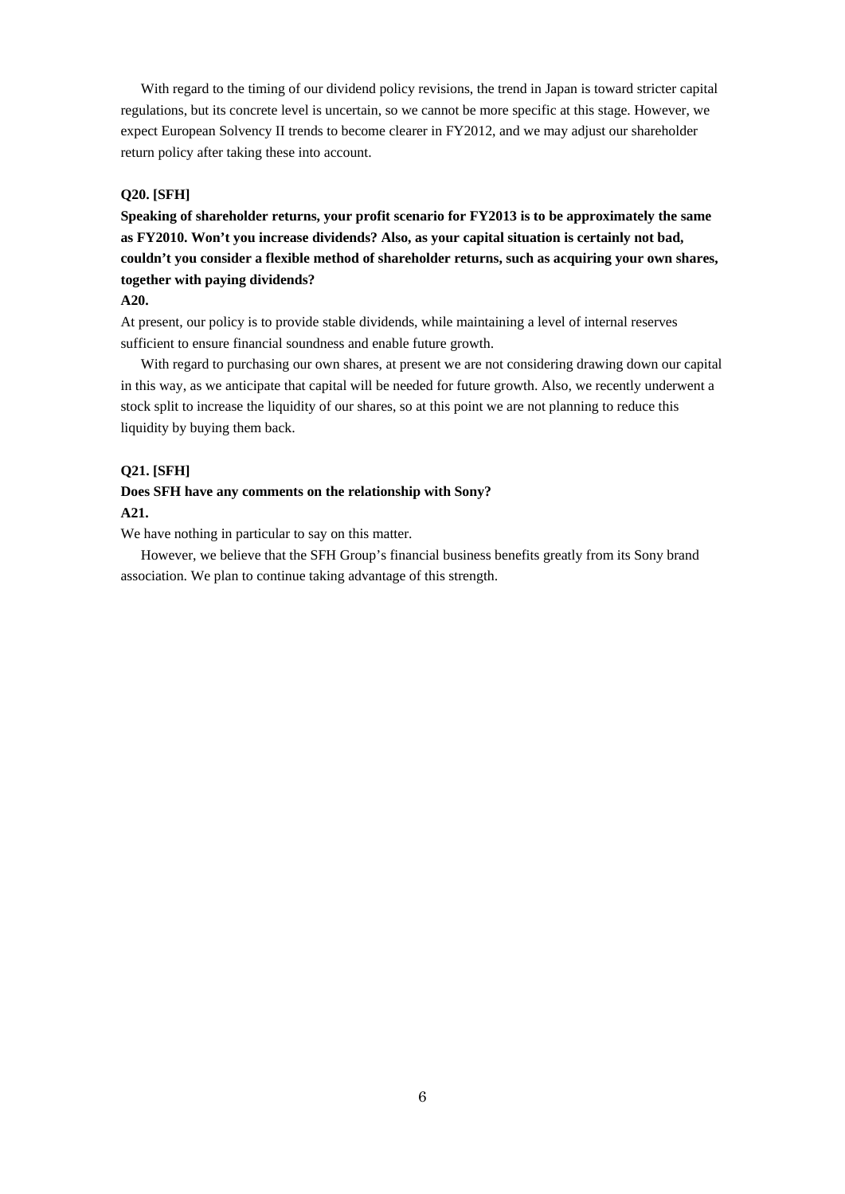With regard to the timing of our dividend policy revisions, the trend in Japan is toward stricter capital regulations, but its concrete level is uncertain, so we cannot be more specific at this stage. However, we expect European Solvency II trends to become clearer in FY2012, and we may adjust our shareholder return policy after taking these into account.

**Q20. [SFH]**

**Speaking of shareholder returns, your profit scenario for FY2013 is to be approximately the same as FY2010. Won't you increase dividends? Also, as your capital situation is certainly not bad, couldn't you consider a flexible method of shareholder returns, such as acquiring your own shares, together with paying dividends?**

**A20.**

At present, our policy is to provide stable dividends, while maintaining a level of internal reserves sufficient to ensure financial soundness and enable future growth.

With regard to purchasing our own shares, at present we are not considering drawing down our capital in this way, as we anticipate that capital will be needed for future growth. Also, we recently underwent a stock split to increase the liquidity of our shares, so at this point we are not planning to reduce this liquidity by buying them back.

**Q21. [SFH]**

**Does SFH have any comments on the relationship with Sony?**

**A21.**

We have nothing in particular to say on this matter.

However, we believe that the SFH Group's financial business benefits greatly from its Sony brand association. We plan to continue taking advantage of this strength.